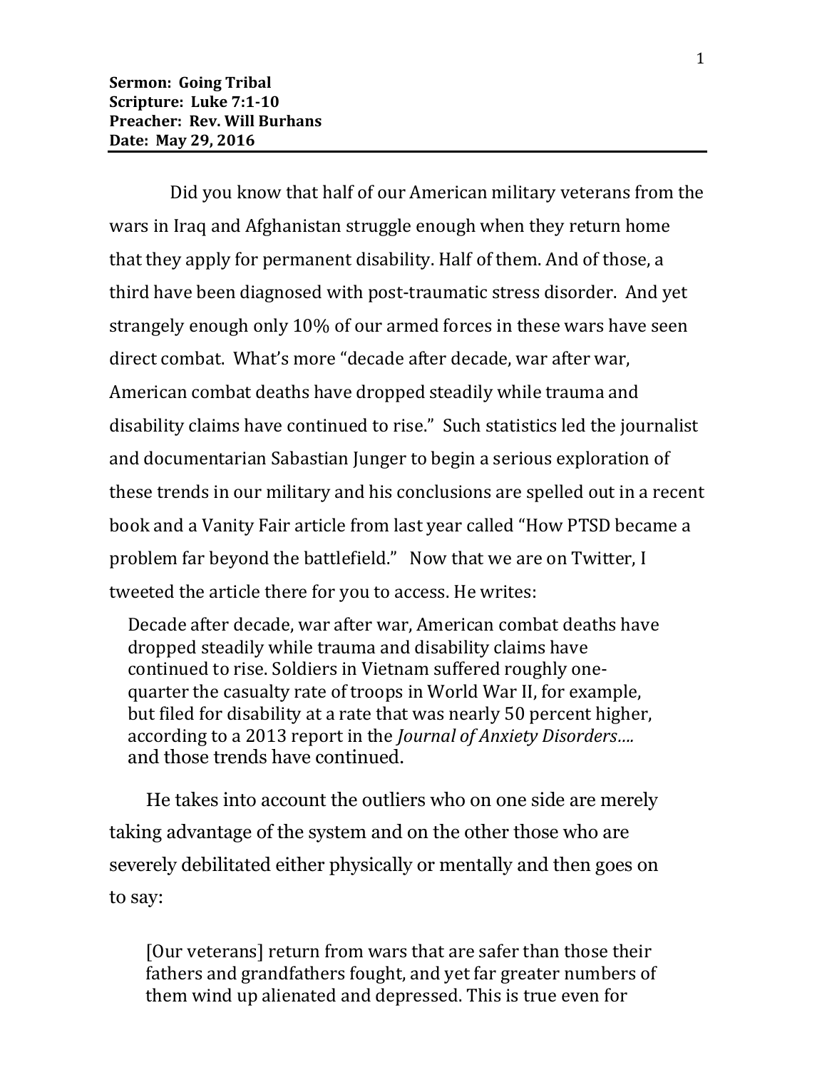**Sermon: Going Tribal**
**Scripture: Luke 7:1-10**
**Preacher: Rev. Will Burhans**
**Date: May 29, 2016**

---

Did you know that half of our American military veterans from the wars in Iraq and Afghanistan struggle enough when they return home that they apply for permanent disability. Half of them. And of those, a third have been diagnosed with post-traumatic stress disorder. And yet strangely enough only 10% of our armed forces in these wars have seen direct combat. What's more "decade after decade, war after war, American combat deaths have dropped steadily while trauma and disability claims have continued to rise." Such statistics led the journalist and documentarian Sabastian Junger to begin a serious exploration of these trends in our military and his conclusions are spelled out in a recent book and a Vanity Fair article from last year called "How PTSD became a problem far beyond the battlefield." Now that we are on Twitter, I tweeted the article there for you to access. He writes:

> Decade after decade, war after war, American combat deaths have dropped steadily while trauma and disability claims have continued to rise. Soldiers in Vietnam suffered roughly one-quarter the casualty rate of troops in World War II, for example, but filed for disability at a rate that was nearly 50 percent higher, according to a 2013 report in the *Journal of Anxiety Disorders….* and those trends have continued.

He takes into account the outliers who on one side are merely taking advantage of the system and on the other those who are severely debilitated either physically or mentally and then goes on to say:

> [Our veterans] return from wars that are safer than those their fathers and grandfathers fought, and yet far greater numbers of them wind up alienated and depressed. This is true even for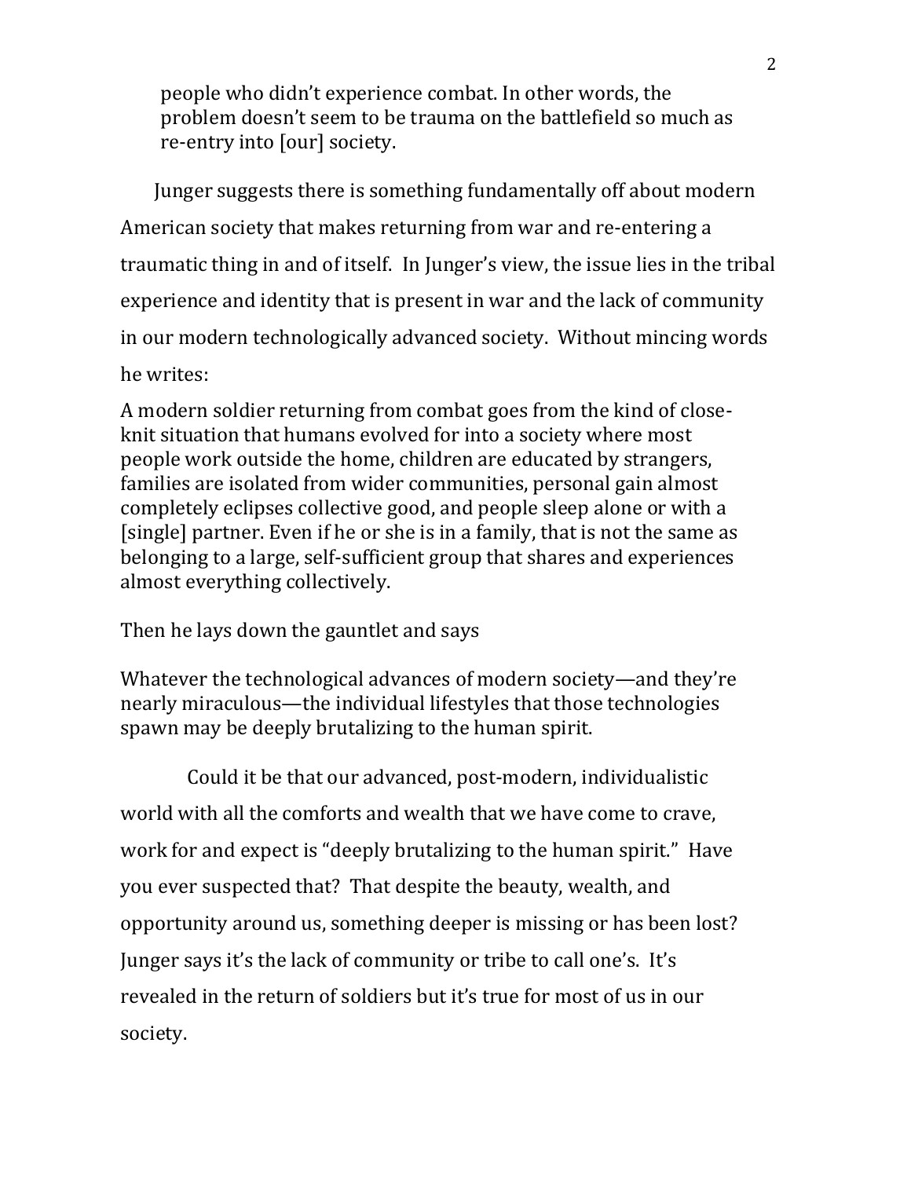> people who didn't experience combat. In other words, the problem doesn't seem to be trauma on the battlefield so much as re-entry into [our] society.

Junger suggests there is something fundamentally off about modern American society that makes returning from war and re-entering a traumatic thing in and of itself. In Junger's view, the issue lies in the tribal experience and identity that is present in war and the lack of community in our modern technologically advanced society. Without mincing words he writes:

> A modern soldier returning from combat goes from the kind of close-knit situation that humans evolved for into a society where most people work outside the home, children are educated by strangers, families are isolated from wider communities, personal gain almost completely eclipses collective good, and people sleep alone or with a [single] partner. Even if he or she is in a family, that is not the same as belonging to a large, self-sufficient group that shares and experiences almost everything collectively.

Then he lays down the gauntlet and says

> Whatever the technological advances of modern society—and they're nearly miraculous—the individual lifestyles that those technologies spawn may be deeply brutalizing to the human spirit.

Could it be that our advanced, post-modern, individualistic world with all the comforts and wealth that we have come to crave, work for and expect is "deeply brutalizing to the human spirit." Have you ever suspected that? That despite the beauty, wealth, and opportunity around us, something deeper is missing or has been lost? Junger says it's the lack of community or tribe to call one's. It's revealed in the return of soldiers but it's true for most of us in our society.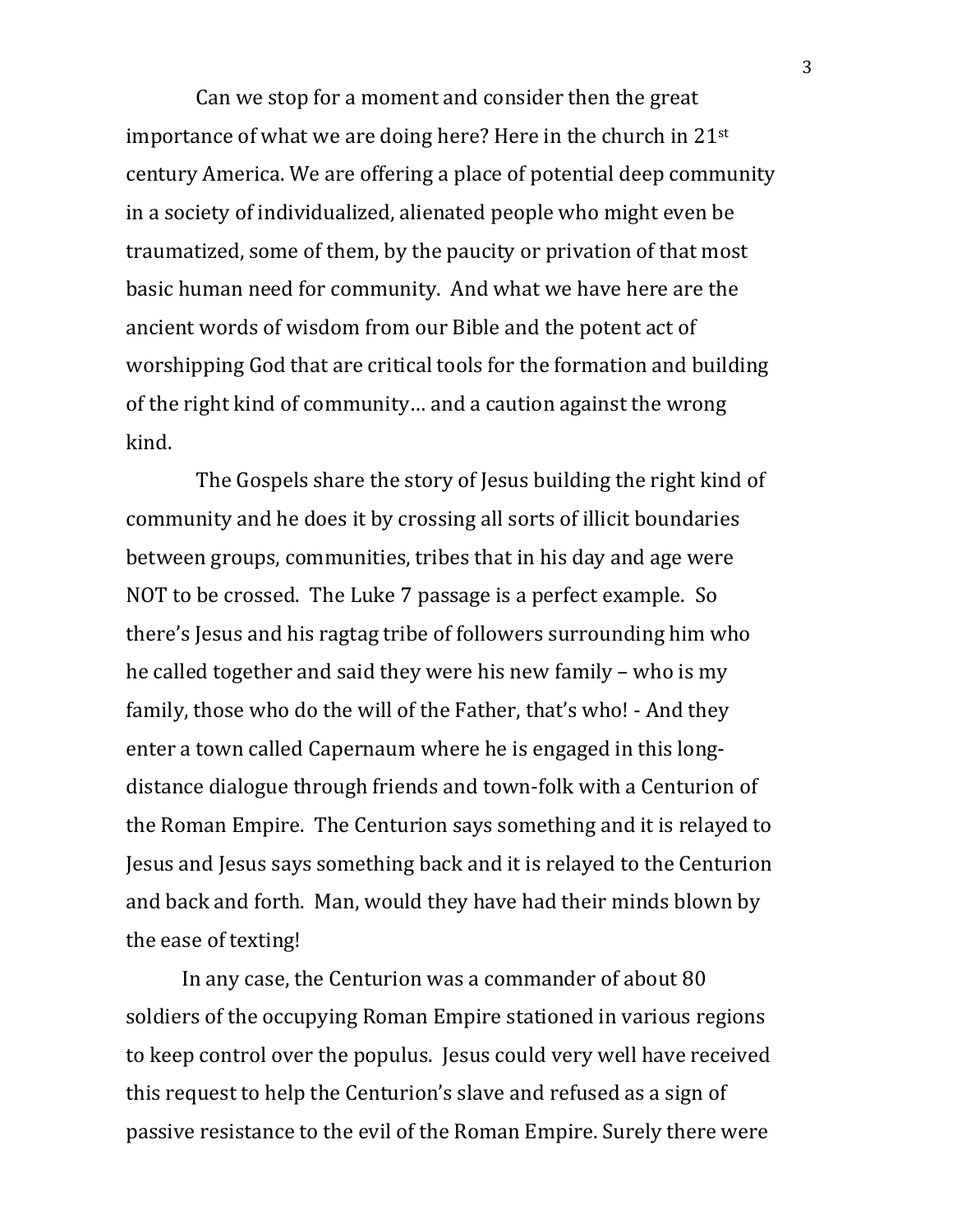Can we stop for a moment and consider then the great importance of what we are doing here? Here in the church in 21st century America. We are offering a place of potential deep community in a society of individualized, alienated people who might even be traumatized, some of them, by the paucity or privation of that most basic human need for community. And what we have here are the ancient words of wisdom from our Bible and the potent act of worshipping God that are critical tools for the formation and building of the right kind of community… and a caution against the wrong kind.

The Gospels share the story of Jesus building the right kind of community and he does it by crossing all sorts of illicit boundaries between groups, communities, tribes that in his day and age were NOT to be crossed. The Luke 7 passage is a perfect example. So there's Jesus and his ragtag tribe of followers surrounding him who he called together and said they were his new family – who is my family, those who do the will of the Father, that's who! - And they enter a town called Capernaum where he is engaged in this long-distance dialogue through friends and town-folk with a Centurion of the Roman Empire. The Centurion says something and it is relayed to Jesus and Jesus says something back and it is relayed to the Centurion and back and forth. Man, would they have had their minds blown by the ease of texting!

In any case, the Centurion was a commander of about 80 soldiers of the occupying Roman Empire stationed in various regions to keep control over the populus. Jesus could very well have received this request to help the Centurion's slave and refused as a sign of passive resistance to the evil of the Roman Empire. Surely there were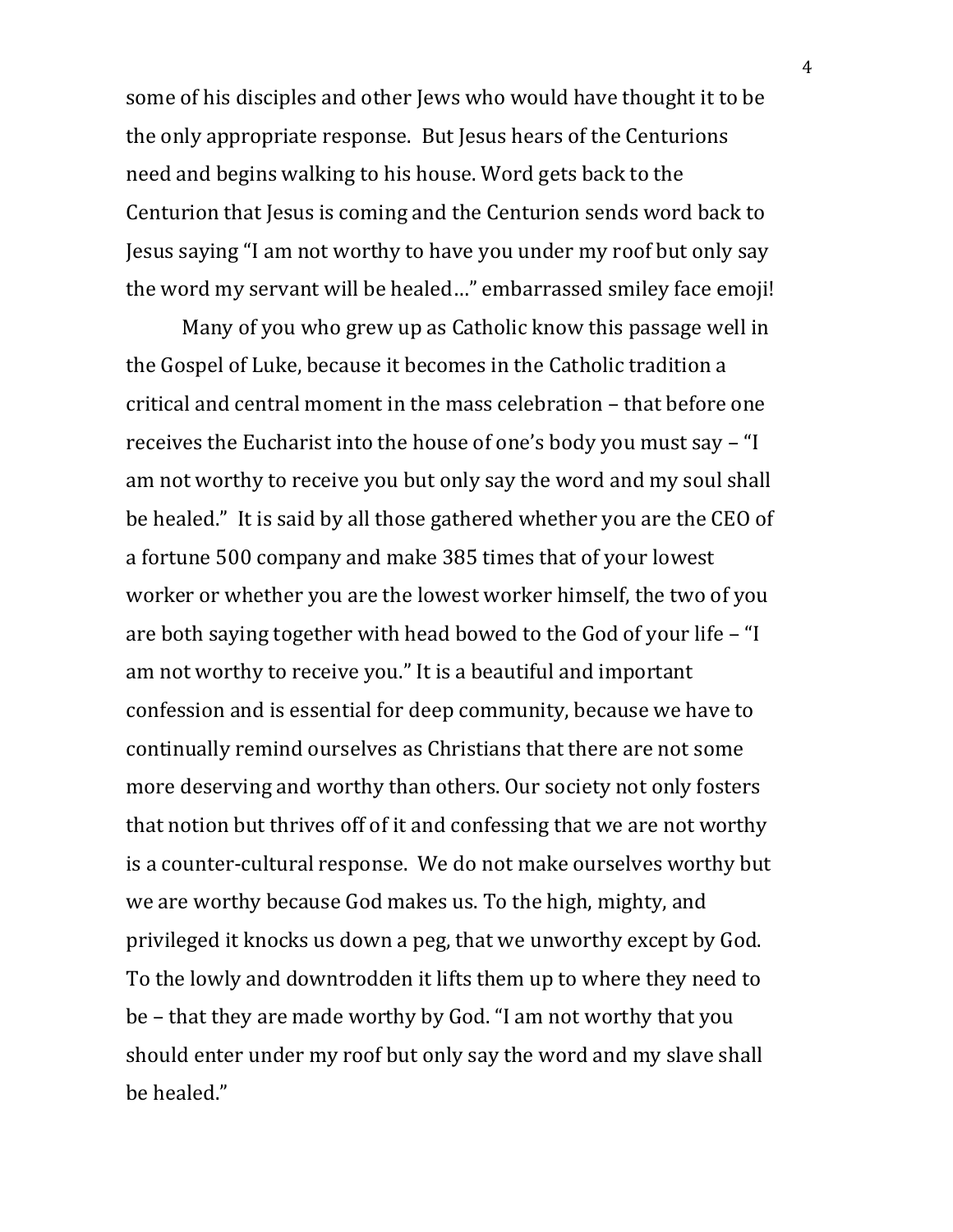some of his disciples and other Jews who would have thought it to be the only appropriate response. But Jesus hears of the Centurions need and begins walking to his house. Word gets back to the Centurion that Jesus is coming and the Centurion sends word back to Jesus saying "I am not worthy to have you under my roof but only say the word my servant will be healed…" embarrassed smiley face emoji!

Many of you who grew up as Catholic know this passage well in the Gospel of Luke, because it becomes in the Catholic tradition a critical and central moment in the mass celebration – that before one receives the Eucharist into the house of one's body you must say – "I am not worthy to receive you but only say the word and my soul shall be healed." It is said by all those gathered whether you are the CEO of a fortune 500 company and make 385 times that of your lowest worker or whether you are the lowest worker himself, the two of you are both saying together with head bowed to the God of your life – "I am not worthy to receive you." It is a beautiful and important confession and is essential for deep community, because we have to continually remind ourselves as Christians that there are not some more deserving and worthy than others. Our society not only fosters that notion but thrives off of it and confessing that we are not worthy is a counter-cultural response. We do not make ourselves worthy but we are worthy because God makes us. To the high, mighty, and privileged it knocks us down a peg, that we unworthy except by God. To the lowly and downtrodden it lifts them up to where they need to be – that they are made worthy by God. "I am not worthy that you should enter under my roof but only say the word and my slave shall be healed."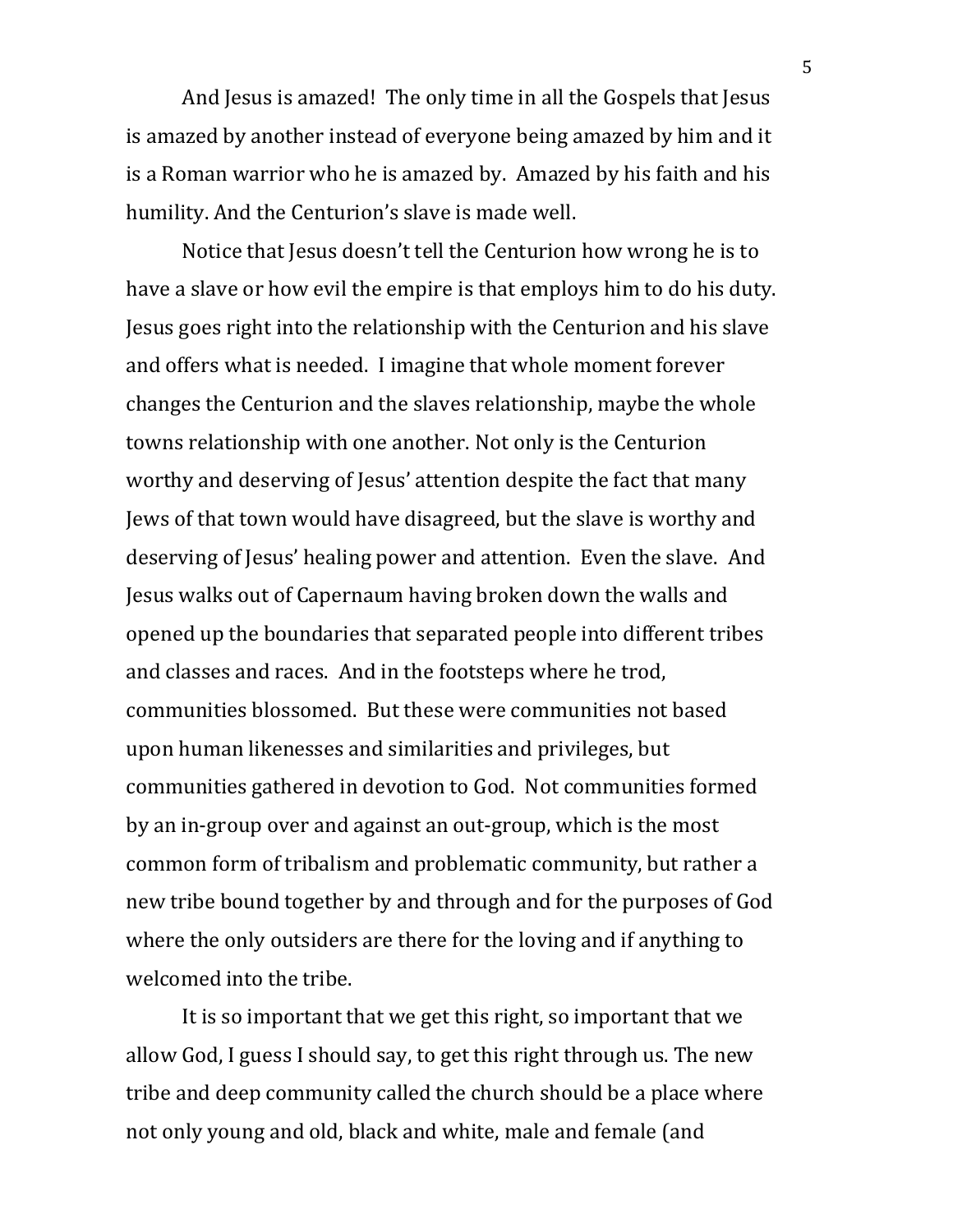And Jesus is amazed! The only time in all the Gospels that Jesus is amazed by another instead of everyone being amazed by him and it is a Roman warrior who he is amazed by. Amazed by his faith and his humility. And the Centurion's slave is made well.

Notice that Jesus doesn't tell the Centurion how wrong he is to have a slave or how evil the empire is that employs him to do his duty. Jesus goes right into the relationship with the Centurion and his slave and offers what is needed. I imagine that whole moment forever changes the Centurion and the slaves relationship, maybe the whole towns relationship with one another. Not only is the Centurion worthy and deserving of Jesus' attention despite the fact that many Jews of that town would have disagreed, but the slave is worthy and deserving of Jesus' healing power and attention. Even the slave. And Jesus walks out of Capernaum having broken down the walls and opened up the boundaries that separated people into different tribes and classes and races. And in the footsteps where he trod, communities blossomed. But these were communities not based upon human likenesses and similarities and privileges, but communities gathered in devotion to God. Not communities formed by an in-group over and against an out-group, which is the most common form of tribalism and problematic community, but rather a new tribe bound together by and through and for the purposes of God where the only outsiders are there for the loving and if anything to welcomed into the tribe.

It is so important that we get this right, so important that we allow God, I guess I should say, to get this right through us. The new tribe and deep community called the church should be a place where not only young and old, black and white, male and female (and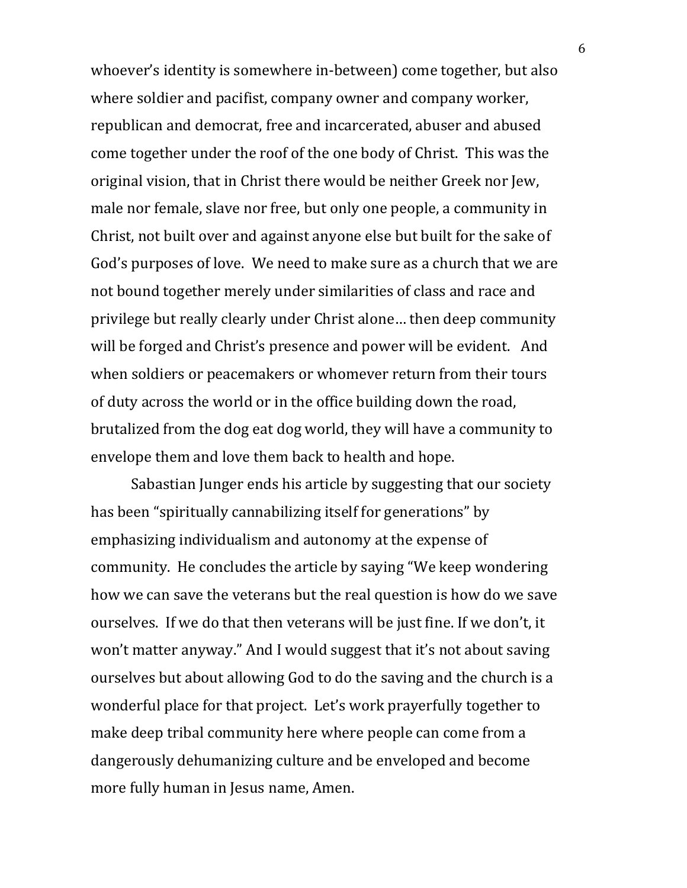whoever's identity is somewhere in-between) come together, but also where soldier and pacifist, company owner and company worker, republican and democrat, free and incarcerated, abuser and abused come together under the roof of the one body of Christ. This was the original vision, that in Christ there would be neither Greek nor Jew, male nor female, slave nor free, but only one people, a community in Christ, not built over and against anyone else but built for the sake of God's purposes of love. We need to make sure as a church that we are not bound together merely under similarities of class and race and privilege but really clearly under Christ alone… then deep community will be forged and Christ's presence and power will be evident. And when soldiers or peacemakers or whomever return from their tours of duty across the world or in the office building down the road, brutalized from the dog eat dog world, they will have a community to envelope them and love them back to health and hope.

Sabastian Junger ends his article by suggesting that our society has been "spiritually cannabilizing itself for generations" by emphasizing individualism and autonomy at the expense of community. He concludes the article by saying "We keep wondering how we can save the veterans but the real question is how do we save ourselves. If we do that then veterans will be just fine. If we don't, it won't matter anyway." And I would suggest that it's not about saving ourselves but about allowing God to do the saving and the church is a wonderful place for that project. Let's work prayerfully together to make deep tribal community here where people can come from a dangerously dehumanizing culture and be enveloped and become more fully human in Jesus name, Amen.